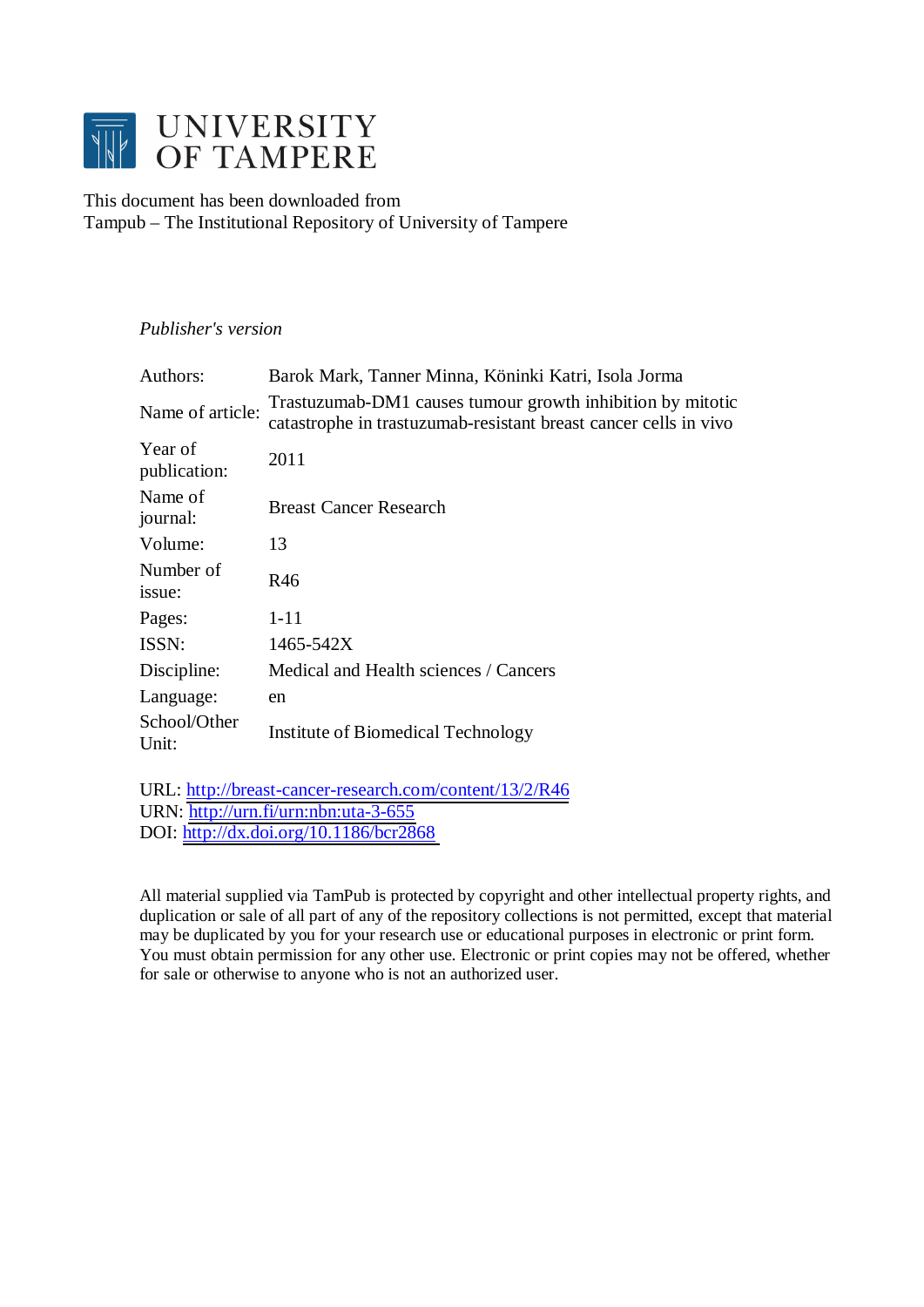UNIVERSITY OF TAMPERE

This document has been downloaded from
Tampub – The Institutional Repository of University of Tampere

*Publisher's version*

| | |
|---|---|
| Authors: | Barok Mark, Tanner Minna, Köninki Katri, Isola Jorma |
| Name of article: | Trastuzumab-DM1 causes tumour growth inhibition by mitotic catastrophe in trastuzumab-resistant breast cancer cells in vivo |
| Year of publication: | 2011 |
| Name of journal: | Breast Cancer Research |
| Volume: | 13 |
| Number of issue: | R46 |
| Pages: | 1-11 |
| ISSN: | 1465-542X |
| Discipline: | Medical and Health sciences / Cancers |
| Language: | en |
| School/Other Unit: | Institute of Biomedical Technology |

URL: http://breast-cancer-research.com/content/13/2/R46
URN: http://urn.fi/urn:nbn:uta-3-655
DOI: http://dx.doi.org/10.1186/bcr2868

All material supplied via TamPub is protected by copyright and other intellectual property rights, and duplication or sale of all part of any of the repository collections is not permitted, except that material may be duplicated by you for your research use or educational purposes in electronic or print form. You must obtain permission for any other use. Electronic or print copies may not be offered, whether for sale or otherwise to anyone who is not an authorized user.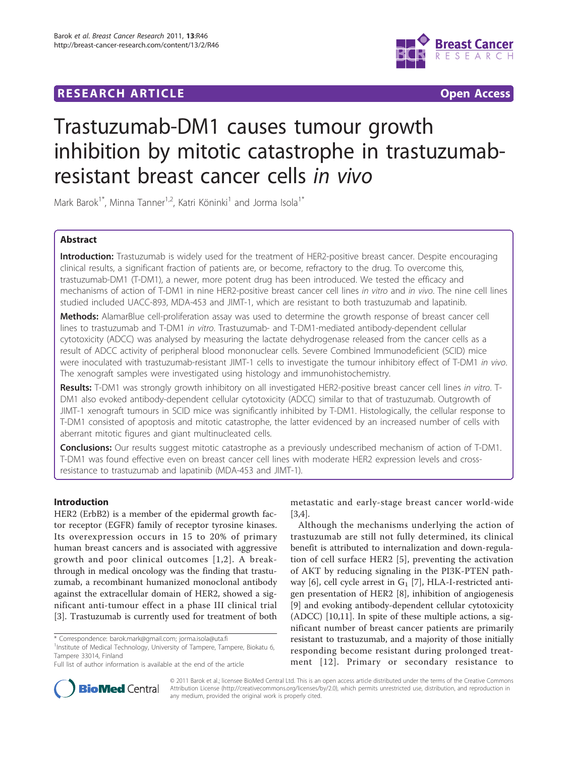# Trastuzumab-DM1 causes tumour growth inhibition by mitotic catastrophe in trastuzumab-resistant breast cancer cells *in vivo*

Mark Barok[1*], Minna Tanner[1,2], Katri Köninki[1] and Jorma Isola[1*]

## Abstract

**Introduction:** Trastuzumab is widely used for the treatment of HER2-positive breast cancer. Despite encouraging clinical results, a significant fraction of patients are, or become, refractory to the drug. To overcome this, trastuzumab-DM1 (T-DM1), a newer, more potent drug has been introduced. We tested the efficacy and mechanisms of action of T-DM1 in nine HER2-positive breast cancer cell lines *in vitro* and *in vivo*. The nine cell lines studied included UACC-893, MDA-453 and JIMT-1, which are resistant to both trastuzumab and lapatinib.

**Methods:** AlamarBlue cell-proliferation assay was used to determine the growth response of breast cancer cell lines to trastuzumab and T-DM1 *in vitro*. Trastuzumab- and T-DM1-mediated antibody-dependent cellular cytotoxicity (ADCC) was analysed by measuring the lactate dehydrogenase released from the cancer cells as a result of ADCC activity of peripheral blood mononuclear cells. Severe Combined Immunodeficient (SCID) mice were inoculated with trastuzumab-resistant JIMT-1 cells to investigate the tumour inhibitory effect of T-DM1 *in vivo*. The xenograft samples were investigated using histology and immunohistochemistry.

**Results:** T-DM1 was strongly growth inhibitory on all investigated HER2-positive breast cancer cell lines *in vitro*. T-DM1 also evoked antibody-dependent cellular cytotoxicity (ADCC) similar to that of trastuzumab. Outgrowth of JIMT-1 xenograft tumours in SCID mice was significantly inhibited by T-DM1. Histologically, the cellular response to T-DM1 consisted of apoptosis and mitotic catastrophe, the latter evidenced by an increased number of cells with aberrant mitotic figures and giant multinucleated cells.

**Conclusions:** Our results suggest mitotic catastrophe as a previously undescribed mechanism of action of T-DM1. T-DM1 was found effective even on breast cancer cell lines with moderate HER2 expression levels and cross-resistance to trastuzumab and lapatinib (MDA-453 and JIMT-1).

## Introduction

HER2 (ErbB2) is a member of the epidermal growth factor receptor (EGFR) family of receptor tyrosine kinases. Its overexpression occurs in 15 to 20% of primary human breast cancers and is associated with aggressive growth and poor clinical outcomes [1,2]. A breakthrough in medical oncology was the finding that trastuzumab, a recombinant humanized monoclonal antibody against the extracellular domain of HER2, showed a significant anti-tumour effect in a phase III clinical trial [3]. Trastuzumab is currently used for treatment of both metastatic and early-stage breast cancer world-wide [3,4].

Although the mechanisms underlying the action of trastuzumab are still not fully determined, its clinical benefit is attributed to internalization and down-regulation of cell surface HER2 [5], preventing the activation of AKT by reducing signaling in the PI3K-PTEN pathway [6], cell cycle arrest in $G_1$ [7], HLA-I-restricted antigen presentation of HER2 [8], inhibition of angiogenesis [9] and evoking antibody-dependent cellular cytotoxicity (ADCC) [10,11]. In spite of these multiple actions, a significant number of breast cancer patients are primarily resistant to trastuzumab, and a majority of those initially responding become resistant during prolonged treatment [12]. Primary or secondary resistance to

\* Correspondence: barok.mark@gmail.com; jorma.isola@uta.fi
[1]Institute of Medical Technology, University of Tampere, Tampere, Biokatu 6, Tampere 33014, Finland
Full list of author information is available at the end of the article

© 2011 Barok et al.; licensee BioMed Central Ltd. This is an open access article distributed under the terms of the Creative Commons Attribution License (http://creativecommons.org/licenses/by/2.0), which permits unrestricted use, distribution, and reproduction in any medium, provided the original work is properly cited.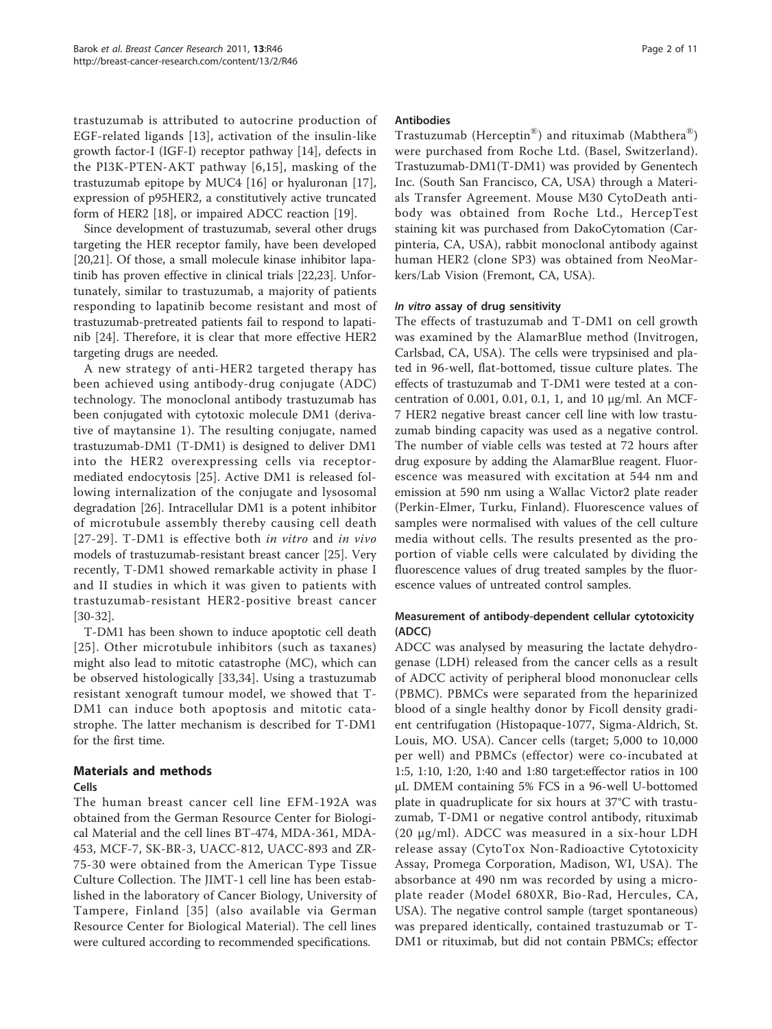trastuzumab is attributed to autocrine production of EGF-related ligands [13], activation of the insulin-like growth factor-I (IGF-I) receptor pathway [14], defects in the PI3K-PTEN-AKT pathway [6,15], masking of the trastuzumab epitope by MUC4 [16] or hyaluronan [17], expression of p95HER2, a constitutively active truncated form of HER2 [18], or impaired ADCC reaction [19].

Since development of trastuzumab, several other drugs targeting the HER receptor family, have been developed [20,21]. Of those, a small molecule kinase inhibitor lapatinib has proven effective in clinical trials [22,23]. Unfortunately, similar to trastuzumab, a majority of patients responding to lapatinib become resistant and most of trastuzumab-pretreated patients fail to respond to lapatinib [24]. Therefore, it is clear that more effective HER2 targeting drugs are needed.

A new strategy of anti-HER2 targeted therapy has been achieved using antibody-drug conjugate (ADC) technology. The monoclonal antibody trastuzumab has been conjugated with cytotoxic molecule DM1 (derivative of maytansine 1). The resulting conjugate, named trastuzumab-DM1 (T-DM1) is designed to deliver DM1 into the HER2 overexpressing cells via receptor-mediated endocytosis [25]. Active DM1 is released following internalization of the conjugate and lysosomal degradation [26]. Intracellular DM1 is a potent inhibitor of microtubule assembly thereby causing cell death [27-29]. T-DM1 is effective both *in vitro* and *in vivo* models of trastuzumab-resistant breast cancer [25]. Very recently, T-DM1 showed remarkable activity in phase I and II studies in which it was given to patients with trastuzumab-resistant HER2-positive breast cancer [30-32].

T-DM1 has been shown to induce apoptotic cell death [25]. Other microtubule inhibitors (such as taxanes) might also lead to mitotic catastrophe (MC), which can be observed histologically [33,34]. Using a trastuzumab resistant xenograft tumour model, we showed that T-DM1 can induce both apoptosis and mitotic catastrophe. The latter mechanism is described for T-DM1 for the first time.

## Materials and methods

### Cells

The human breast cancer cell line EFM-192A was obtained from the German Resource Center for Biological Material and the cell lines BT-474, MDA-361, MDA-453, MCF-7, SK-BR-3, UACC-812, UACC-893 and ZR-75-30 were obtained from the American Type Tissue Culture Collection. The JIMT-1 cell line has been established in the laboratory of Cancer Biology, University of Tampere, Finland [35] (also available via German Resource Center for Biological Material). The cell lines were cultured according to recommended specifications.

### Antibodies

Trastuzumab (Herceptin®) and rituximab (Mabthera®) were purchased from Roche Ltd. (Basel, Switzerland). Trastuzumab-DM1(T-DM1) was provided by Genentech Inc. (South San Francisco, CA, USA) through a Materials Transfer Agreement. Mouse M30 CytoDeath antibody was obtained from Roche Ltd., HercepTest staining kit was purchased from DakoCytomation (Carpinteria, CA, USA), rabbit monoclonal antibody against human HER2 (clone SP3) was obtained from NeoMarkers/Lab Vision (Fremont, CA, USA).

### *In vitro* assay of drug sensitivity

The effects of trastuzumab and T-DM1 on cell growth was examined by the AlamarBlue method (Invitrogen, Carlsbad, CA, USA). The cells were trypsinised and plated in 96-well, flat-bottomed, tissue culture plates. The effects of trastuzumab and T-DM1 were tested at a concentration of 0.001, 0.01, 0.1, 1, and 10 μg/ml. An MCF-7 HER2 negative breast cancer cell line with low trastuzumab binding capacity was used as a negative control. The number of viable cells was tested at 72 hours after drug exposure by adding the AlamarBlue reagent. Fluorescence was measured with excitation at 544 nm and emission at 590 nm using a Wallac Victor2 plate reader (Perkin-Elmer, Turku, Finland). Fluorescence values of samples were normalised with values of the cell culture media without cells. The results presented as the proportion of viable cells were calculated by dividing the fluorescence values of drug treated samples by the fluorescence values of untreated control samples.

### Measurement of antibody-dependent cellular cytotoxicity (ADCC)

ADCC was analysed by measuring the lactate dehydrogenase (LDH) released from the cancer cells as a result of ADCC activity of peripheral blood mononuclear cells (PBMC). PBMCs were separated from the heparinized blood of a single healthy donor by Ficoll density gradient centrifugation (Histopaque-1077, Sigma-Aldrich, St. Louis, MO. USA). Cancer cells (target; 5,000 to 10,000 per well) and PBMCs (effector) were co-incubated at 1:5, 1:10, 1:20, 1:40 and 1:80 target:effector ratios in 100 μL DMEM containing 5% FCS in a 96-well U-bottomed plate in quadruplicate for six hours at 37°C with trastuzumab, T-DM1 or negative control antibody, rituximab (20 μg/ml). ADCC was measured in a six-hour LDH release assay (CytoTox Non-Radioactive Cytotoxicity Assay, Promega Corporation, Madison, WI, USA). The absorbance at 490 nm was recorded by using a microplate reader (Model 680XR, Bio-Rad, Hercules, CA, USA). The negative control sample (target spontaneous) was prepared identically, contained trastuzumab or T-DM1 or rituximab, but did not contain PBMCs; effector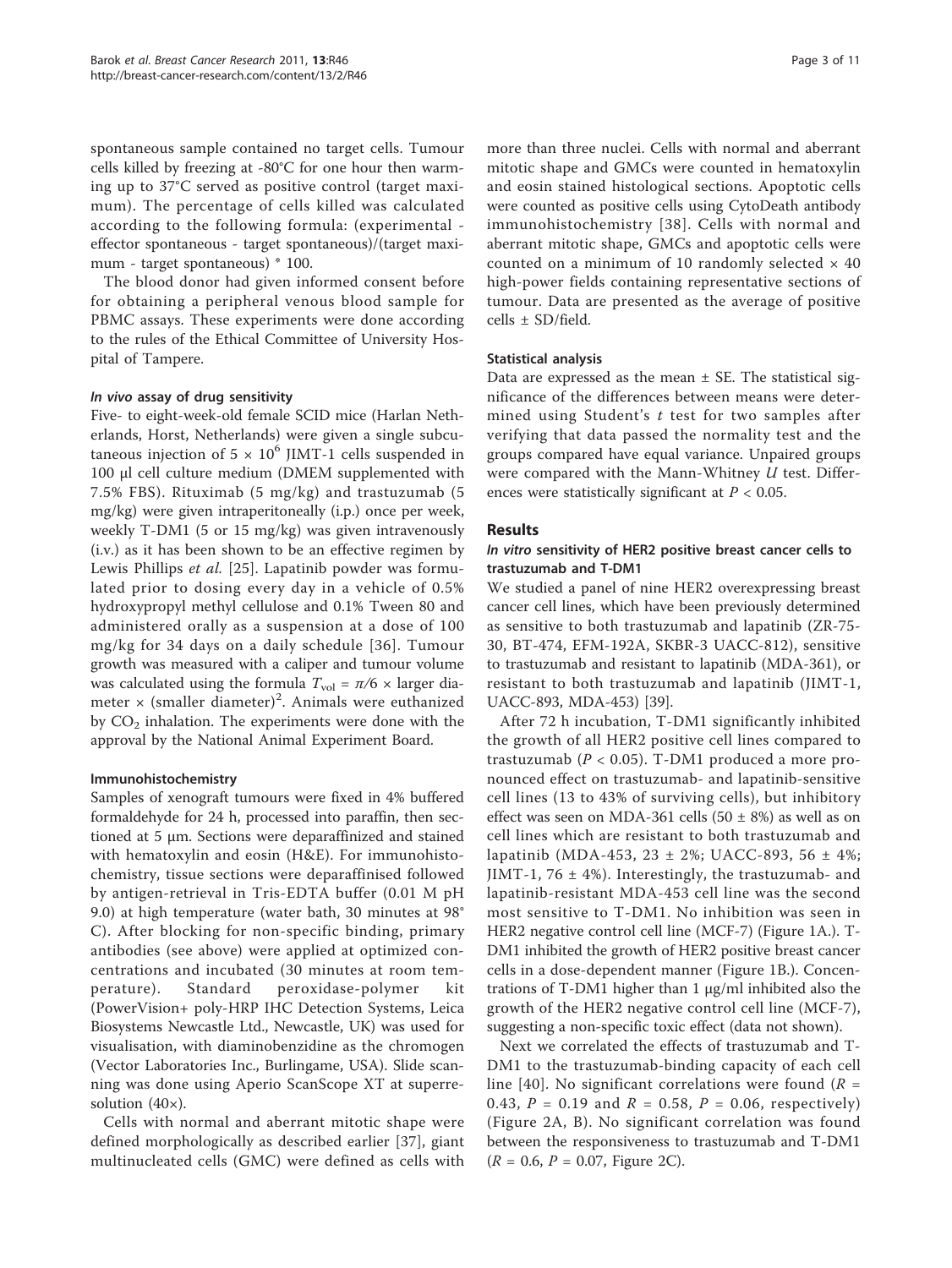spontaneous sample contained no target cells. Tumour cells killed by freezing at -80°C for one hour then warming up to 37°C served as positive control (target maximum). The percentage of cells killed was calculated according to the following formula: (experimental - effector spontaneous - target spontaneous)/(target maximum - target spontaneous) * 100.

The blood donor had given informed consent before for obtaining a peripheral venous blood sample for PBMC assays. These experiments were done according to the rules of the Ethical Committee of University Hospital of Tampere.

#### *In vivo* assay of drug sensitivity

Five- to eight-week-old female SCID mice (Harlan Netherlands, Horst, Netherlands) were given a single subcutaneous injection of $5 \times 10^6$ JIMT-1 cells suspended in 100 μl cell culture medium (DMEM supplemented with 7.5% FBS). Rituximab (5 mg/kg) and trastuzumab (5 mg/kg) were given intraperitoneally (i.p.) once per week, weekly T-DM1 (5 or 15 mg/kg) was given intravenously (i.v.) as it has been shown to be an effective regimen by Lewis Phillips *et al.* [25]. Lapatinib powder was formulated prior to dosing every day in a vehicle of 0.5% hydroxypropyl methyl cellulose and 0.1% Tween 80 and administered orally as a suspension at a dose of 100 mg/kg for 34 days on a daily schedule [36]. Tumour growth was measured with a caliper and tumour volume was calculated using the formula $T_{vol} = \pi/6 \times$ larger diameter $\times$ (smaller diameter)$^2$. Animals were euthanized by $CO_2$ inhalation. The experiments were done with the approval by the National Animal Experiment Board.

#### Immunohistochemistry

Samples of xenograft tumours were fixed in 4% buffered formaldehyde for 24 h, processed into paraffin, then sectioned at 5 μm. Sections were deparaffinized and stained with hematoxylin and eosin (H&E). For immunohistochemistry, tissue sections were deparaffinised followed by antigen-retrieval in Tris-EDTA buffer (0.01 M pH 9.0) at high temperature (water bath, 30 minutes at 98° C). After blocking for non-specific binding, primary antibodies (see above) were applied at optimized concentrations and incubated (30 minutes at room temperature). Standard peroxidase-polymer kit (PowerVision+ poly-HRP IHC Detection Systems, Leica Biosystems Newcastle Ltd., Newcastle, UK) was used for visualisation, with diaminobenzidine as the chromogen (Vector Laboratories Inc., Burlingame, USA). Slide scanning was done using Aperio ScanScope XT at superresolution (40×).

Cells with normal and aberrant mitotic shape were defined morphologically as described earlier [37], giant multinucleated cells (GMC) were defined as cells with more than three nuclei. Cells with normal and aberrant mitotic shape and GMCs were counted in hematoxylin and eosin stained histological sections. Apoptotic cells were counted as positive cells using CytoDeath antibody immunohistochemistry [38]. Cells with normal and aberrant mitotic shape, GMCs and apoptotic cells were counted on a minimum of 10 randomly selected × 40 high-power fields containing representative sections of tumour. Data are presented as the average of positive cells ± SD/field.

#### Statistical analysis

Data are expressed as the mean ± SE. The statistical significance of the differences between means were determined using Student's *t* test for two samples after verifying that data passed the normality test and the groups compared have equal variance. Unpaired groups were compared with the Mann-Whitney *U* test. Differences were statistically significant at $P < 0.05$.

## Results

### *In vitro* sensitivity of HER2 positive breast cancer cells to trastuzumab and T-DM1

We studied a panel of nine HER2 overexpressing breast cancer cell lines, which have been previously determined as sensitive to both trastuzumab and lapatinib (ZR-75-30, BT-474, EFM-192A, SKBR-3 UACC-812), sensitive to trastuzumab and resistant to lapatinib (MDA-361), or resistant to both trastuzumab and lapatinib (JIMT-1, UACC-893, MDA-453) [39].

After 72 h incubation, T-DM1 significantly inhibited the growth of all HER2 positive cell lines compared to trastuzumab ($P < 0.05$). T-DM1 produced a more pronounced effect on trastuzumab- and lapatinib-sensitive cell lines (13 to 43% of surviving cells), but inhibitory effect was seen on MDA-361 cells (50 ± 8%) as well as on cell lines which are resistant to both trastuzumab and lapatinib (MDA-453, 23 ± 2%; UACC-893, 56 ± 4%; JIMT-1, 76 ± 4%). Interestingly, the trastuzumab- and lapatinib-resistant MDA-453 cell line was the second most sensitive to T-DM1. No inhibition was seen in HER2 negative control cell line (MCF-7) (Figure 1A.). T-DM1 inhibited the growth of HER2 positive breast cancer cells in a dose-dependent manner (Figure 1B.). Concentrations of T-DM1 higher than 1 μg/ml inhibited also the growth of the HER2 negative control cell line (MCF-7), suggesting a non-specific toxic effect (data not shown).

Next we correlated the effects of trastuzumab and T-DM1 to the trastuzumab-binding capacity of each cell line [40]. No significant correlations were found ($R = 0.43$, $P = 0.19$ and $R = 0.58$, $P = 0.06$, respectively) (Figure 2A, B). No significant correlation was found between the responsiveness to trastuzumab and T-DM1 ($R = 0.6$, $P = 0.07$, Figure 2C).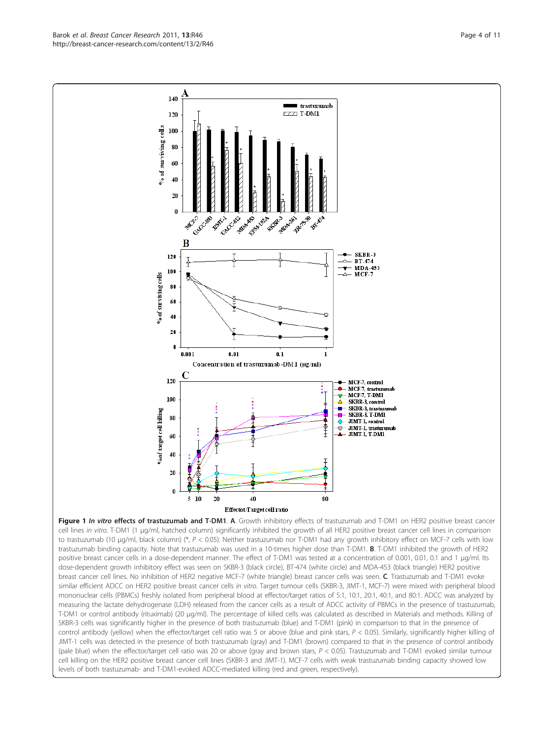**Figure 1** *In vitro* **effects of trastuzumab and T-DM1**. **A**. Growth inhibitory effects of trastuzumab and T-DM1 on HER2 positive breast cancer cell lines *in vitro*. T-DM1 (1 μg/ml, hatched column) significantly inhibited the growth of all HER2 positive breast cancer cell lines in comparison to trastuzumab (10 μg/ml, black column) (*, $P < 0.05$). Neither trastuzumab nor T-DM1 had any growth inhibitory effect on MCF-7 cells with low trastuzumab binding capacity. Note that trastuzumab was used in a 10-times higher dose than T-DM1. **B**. T-DM1 inhibited the growth of HER2 positive breast cancer cells in a dose-dependent manner. The effect of T-DM1 was tested at a concentration of 0.001, 0.01, 0.1 and 1 μg/ml. Its dose-dependent growth inhibitory effect was seen on SKBR-3 (black circle), BT-474 (white circle) and MDA-453 (black triangle) HER2 positive breast cancer cell lines. No inhibition of HER2 negative MCF-7 (white triangle) breast cancer cells was seen. **C**. Trastuzumab and T-DM1 evoke similar efficient ADCC on HER2 positive breast cancer cells *in vitro*. Target tumour cells (SKBR-3, JIMT-1, MCF-7) were mixed with peripheral blood mononuclear cells (PBMCs) freshly isolated from peripheral blood at effector/target ratios of 5:1, 10:1, 20:1, 40:1, and 80:1. ADCC was analyzed by measuring the lactate dehydrogenase (LDH) released from the cancer cells as a result of ADCC activity of PBMCs in the presence of trastuzumab, T-DM1 or control antibody (rituximab) (20 μg/ml). The percentage of killed cells was calculated as described in Materials and methods. Killing of SKBR-3 cells was significantly higher in the presence of both trastuzumab (blue) and T-DM1 (pink) in comparison to that in the presence of control antibody (yellow) when the effector/target was 5 or above (blue and pink stars, $P < 0.05$). Similarly, significantly higher killing of JIMT-1 cells was detected in the presence of both trastuzumab (gray) and T-DM1 (brown) compared to that in the presence of control antibody (pale blue) when the effector/target cell ratio was 20 or above (gray and brown stars, $P < 0.05$). Trastuzumab and T-DM1 evoked similar tumour cell killing on the HER2 positive breast cancer cell lines (SKBR-3 and JIMT-1). MCF-7 cells with weak trastuzumab binding capacity showed low levels of both trastuzumab- and T-DM1-evoked ADCC-mediated killing (red and green, respectively).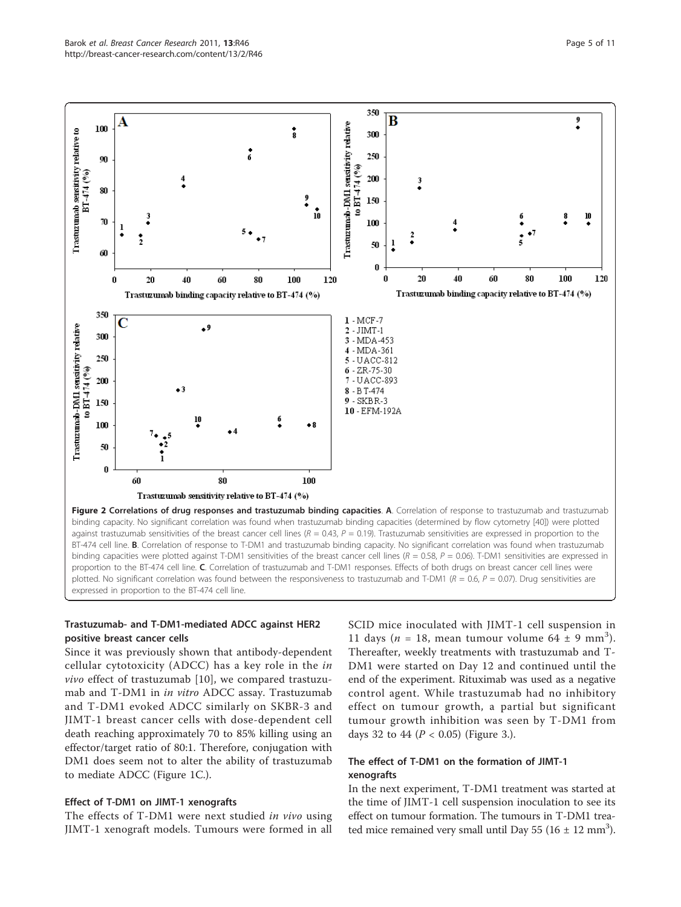**Figure 2 Correlations of drug responses and trastuzumab binding capacities**. **A**. Correlation of response to trastuzumab and trastuzumab binding capacity. No significant correlation was found when trastuzumab binding capacities (determined by flow cytometry [40]) were plotted against trastuzumab sensitivities of the breast cancer cell lines ($R = 0.43$, $P = 0.19$). Trastuzumab sensitivities are expressed in proportion to the BT-474 cell line. **B**. Correlation of response to T-DM1 and trastuzumab binding capacity. No significant correlation was found when trastuzumab binding capacities were plotted against T-DM1 sensitivities of the breast cancer cell lines ($R = 0.58$, $P = 0.06$). T-DM1 sensitivities are expressed in proportion to the BT-474 cell line. **C**. Correlation of trastuzumab and T-DM1 responses. Effects of both drugs on breast cancer cell lines were plotted. No significant correlation was found between the responsiveness to trastuzumab and T-DM1 ($R = 0.6$, $P = 0.07$). Drug sensitivities are expressed in proportion to the BT-474 cell line.

### Trastuzumab- and T-DM1-mediated ADCC against HER2 positive breast cancer cells

Since it was previously shown that antibody-dependent cellular cytotoxicity (ADCC) has a key role in the *in vivo* effect of trastuzumab [10], we compared trastuzumab and T-DM1 in *in vitro* ADCC assay. Trastuzumab and T-DM1 evoked ADCC similarly on SKBR-3 and JIMT-1 breast cancer cells with dose-dependent cell death reaching approximately 70 to 85% killing using an effector/target ratio of 80:1. Therefore, conjugation with DM1 does seem not to alter the ability of trastuzumab to mediate ADCC (Figure 1C.).

### Effect of T-DM1 on JIMT-1 xenografts

The effects of T-DM1 were next studied *in vivo* using JIMT-1 xenograft models. Tumours were formed in all SCID mice inoculated with JIMT-1 cell suspension in 11 days ($n = 18$, mean tumour volume $64 \pm 9$ mm$^3$). Thereafter, weekly treatments with trastuzumab and T-DM1 were started on Day 12 and continued until the end of the experiment. Rituximab was used as a negative control agent. While trastuzumab had no inhibitory effect on tumour growth, a partial but significant tumour growth inhibition was seen by T-DM1 from days 32 to 44 ($P < 0.05$) (Figure 3.).

### The effect of T-DM1 on the formation of JIMT-1 xenografts

In the next experiment, T-DM1 treatment was started at the time of JIMT-1 cell suspension inoculation to see its effect on tumour formation. The tumours in T-DM1 treated mice remained very small until Day 55 ($16 \pm 12$ mm$^3$).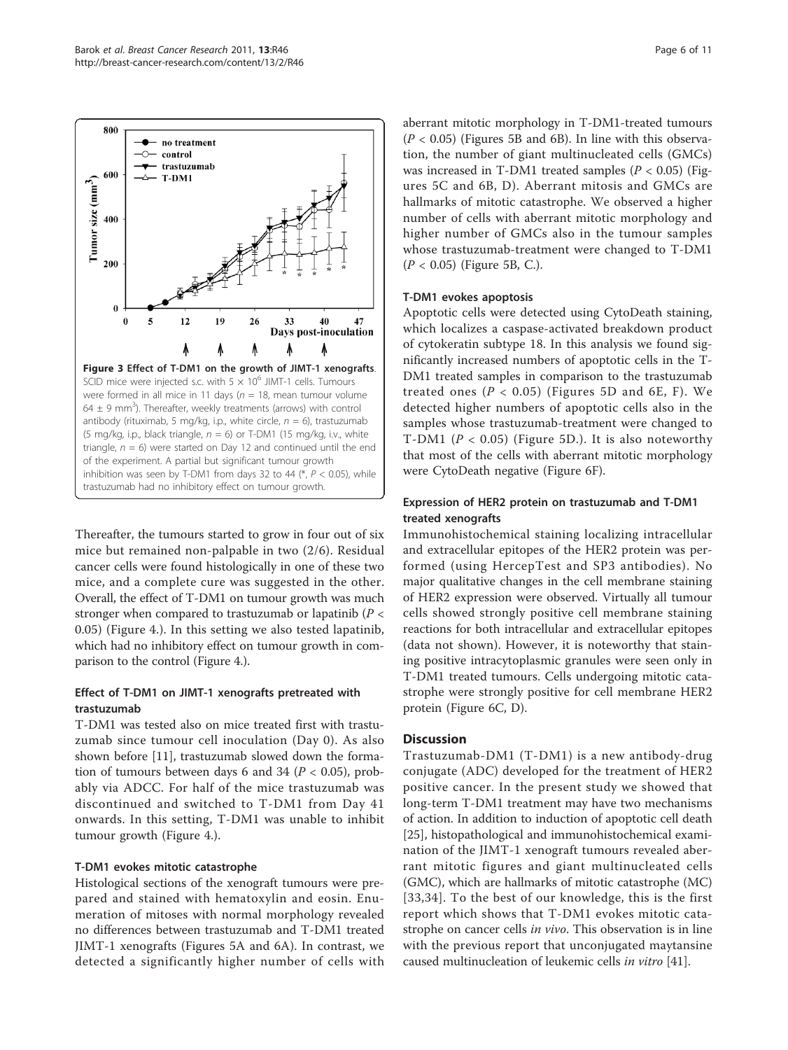Figure 3 **Effect of T-DM1 on the growth of JIMT-1 xenografts**. SCID mice were injected s.c. with $5 \times 10^6$ JIMT-1 cells. Tumours were formed in all mice in 11 days ($n = 18$, mean tumour volume $64 \pm 9$ mm$^3$). Thereafter, weekly treatments (arrows) with control antibody (rituximab, 5 mg/kg, i.p., white circle, $n = 6$), trastuzumab (5 mg/kg, i.p., black triangle, $n = 6$) or T-DM1 (15 mg/kg, i.v., white triangle, $n = 6$) were started on Day 12 and continued until the end of the experiment. A partial but significant tumour growth inhibition was seen by T-DM1 from days 32 to 44 (*, $P < 0.05$), while trastuzumab had no inhibitory effect on tumour growth.

Thereafter, the tumours started to grow in four out of six mice but remained non-palpable in two (2/6). Residual cancer cells were found histologically in one of these two mice, and a complete cure was suggested in the other. Overall, the effect of T-DM1 on tumour growth was much stronger when compared to trastuzumab or lapatinib ($P < 0.05$) (Figure 4.). In this setting we also tested lapatinib, which had no inhibitory effect on tumour growth in comparison to the control (Figure 4.).

### Effect of T-DM1 on JIMT-1 xenografts pretreated with trastuzumab

T-DM1 was tested also on mice treated first with trastuzumab since tumour cell inoculation (Day 0). As also shown before [11], trastuzumab slowed down the formation of tumours between days 6 and 34 ($P < 0.05$), probably via ADCC. For half of the mice trastuzumab was discontinued and switched to T-DM1 from Day 41 onwards. In this setting, T-DM1 was unable to inhibit tumour growth (Figure 4.).

### T-DM1 evokes mitotic catastrophe

Histological sections of the xenograft tumours were prepared and stained with hematoxylin and eosin. Enumeration of mitoses with normal morphology revealed no differences between trastuzumab and T-DM1 treated JIMT-1 xenografts (Figures 5A and 6A). In contrast, we detected a significantly higher number of cells with aberrant mitotic morphology in T-DM1-treated tumours ($P < 0.05$) (Figures 5B and 6B). In line with this observation, the number of giant multinucleated cells (GMCs) was increased in T-DM1 treated samples ($P < 0.05$) (Figures 5C and 6B, D). Aberrant mitosis and GMCs are hallmarks of mitotic catastrophe. We observed a higher number of cells with aberrant mitotic morphology and higher number of GMCs also in the tumour samples whose trastuzumab-treatment were changed to T-DM1 ($P < 0.05$) (Figure 5B, C.).

### T-DM1 evokes apoptosis

Apoptotic cells were detected using CytoDeath staining, which localizes a caspase-activated breakdown product of cytokeratin subtype 18. In this analysis we found significantly increased numbers of apoptotic cells in the T-DM1 treated samples in comparison to the trastuzumab treated ones ($P < 0.05$) (Figures 5D and 6E, F). We detected higher numbers of apoptotic cells also in the samples whose trastuzumab-treatment were changed to T-DM1 ($P < 0.05$) (Figure 5D.). It is also noteworthy that most of the cells with aberrant mitotic morphology were CytoDeath negative (Figure 6F).

### Expression of HER2 protein on trastuzumab and T-DM1 treated xenografts

Immunohistochemical staining localizing intracellular and extracellular epitopes of the HER2 protein was performed (using HercepTest and SP3 antibodies). No major qualitative changes in the cell membrane staining of HER2 expression were observed. Virtually all tumour cells showed strongly positive cell membrane staining reactions for both intracellular and extracellular epitopes (data not shown). However, it is noteworthy that staining positive intracytoplasmic granules were seen only in T-DM1 treated tumours. Cells undergoing mitotic catastrophe were strongly positive for cell membrane HER2 protein (Figure 6C, D).

## Discussion

Trastuzumab-DM1 (T-DM1) is a new antibody-drug conjugate (ADC) developed for the treatment of HER2 positive cancer. In the present study we showed that long-term T-DM1 treatment may have two mechanisms of action. In addition to induction of apoptotic cell death [25], histopathological and immunohistochemical examination of the JIMT-1 xenograft tumours revealed aberrant mitotic figures and giant multinucleated cells (GMC), which are hallmarks of mitotic catastrophe (MC) [33,34]. To the best of our knowledge, this is the first report which shows that T-DM1 evokes mitotic catastrophe on cancer cells *in vivo*. This observation is in line with the previous report that unconjugated maytansine caused multinucleation of leukemic cells *in vitro* [41].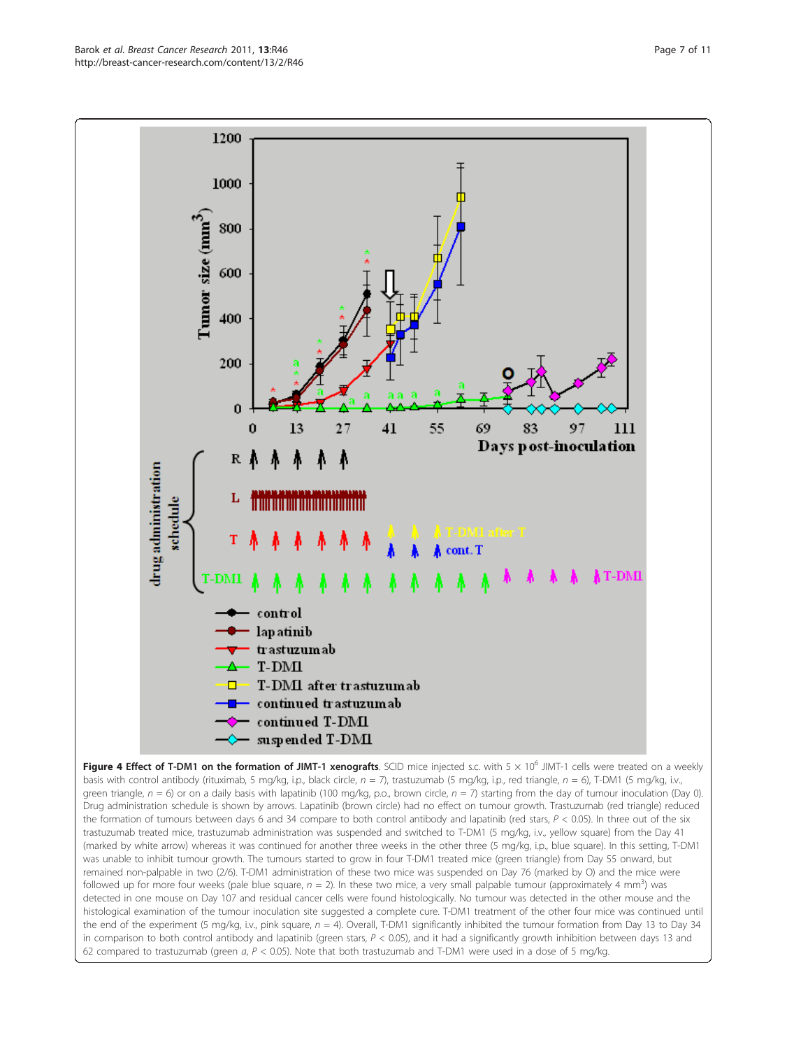**Figure 4 Effect of T-DM1 on the formation of JIMT-1 xenografts**. SCID mice injected s.c. with 5 × $10^6$ JIMT-1 cells were treated on a weekly basis with control antibody (rituximab, 5 mg/kg, i.p., black circle, *n* = 7), trastuzumab (5 mg/kg, i.p., red triangle, *n* = 6), T-DM1 (5 mg/kg, i.v., green triangle, *n* = 6) or on a daily basis with lapatinib (100 mg/kg, p.o., brown circle, *n* = 7) starting from the day of tumour inoculation (Day 0). Drug administration schedule is shown by arrows. Lapatinib (brown circle) had no effect on tumour growth. Trastuzumab (red triangle) reduced the formation of tumours between days 6 and 34 compare to both control antibody and lapatinib (red stars, $P < 0.05$). In three out of the six trastuzumab treated mice, trastuzumab administration was suspended and switched to T-DM1 (5 mg/kg, i.v., yellow square) from the Day 41 (marked by white arrow) whereas it was continued for another three weeks in the other three (5 mg/kg, i.p., blue square). In this setting, T-DM1 was unable to inhibit tumour growth. The tumours started to grow in four T-DM1 treated mice (green triangle) from Day 55 onward, but remained non-palpable in two (2/6). T-DM1 administration of these two mice was suspended on Day 76 (marked by O) and the mice were followed up for more four weeks (pale blue square, *n* = 2). In these two mice, a very small palpable tumour (approximately 4 $mm^3$) was detected in one mouse on Day 107 and residual cancer cells were found histologically. No tumour was detected in the other mouse and the histological examination of the tumour inoculation site suggested a complete cure. T-DM1 treatment of the other four mice was continued until the end of the experiment (5 mg/kg, i.v., pink square, *n* = 4). Overall, T-DM1 significantly inhibited the tumour formation from Day 13 to Day 34 in comparison to both control antibody and lapatinib (green stars, $P < 0.05$), and it had a significantly growth inhibition between days 13 and 62 compared to trastuzumab (green *a*, $P < 0.05$). Note that both trastuzumab and T-DM1 were used in a dose of 5 mg/kg.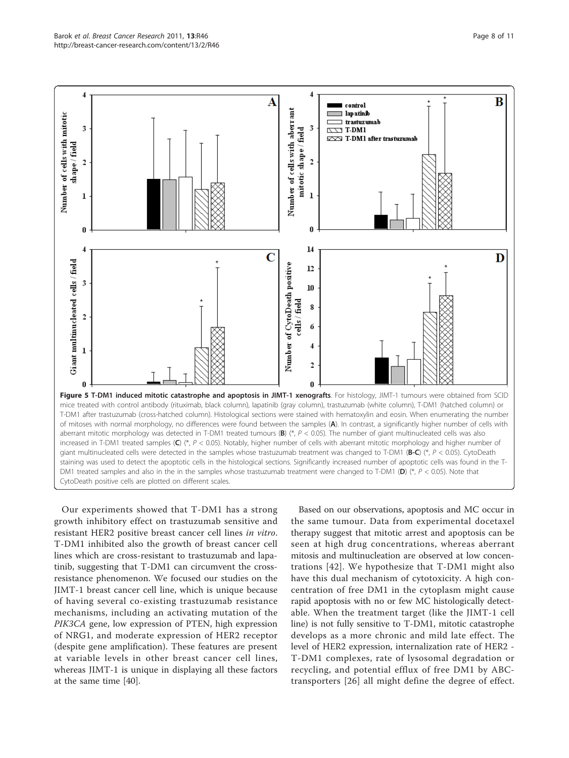**Figure 5 T-DM1 induced mitotic catastrophe and apoptosis in JIMT-1 xenografts**. For histology, JIMT-1 tumours were obtained from SCID mice treated with control antibody (rituximab, black column), lapatinib (gray column), trastuzumab (white column), T-DM1 (hatched column) or T-DM1 after trastuzumab (cross-hatched column). Histological sections were stained with hematoxylin and eosin. When enumerating the number of mitoses with normal morphology, no differences were found between the samples (**A**). In contrast, a significantly higher number of cells with aberrant mitotic morphology was detected in T-DM1 treated tumours (**B**) (*, $P < 0.05$). The number of giant multinucleated cells was also increased in T-DM1 treated samples (**C**) (*, $P < 0.05$). Notably, higher number of cells with aberrant mitotic morphology and higher number of giant multinucleated cells were detected in the samples whose trastuzumab treatment was changed to T-DM1 (**B-C**) (*, $P < 0.05$). CytoDeath staining was used to detect the apoptotic cells in the histological sections. Significantly increased number of apoptotic cells was found in the T-DM1 treated samples and also in the in the samples whose trastuzumab treatment were changed to T-DM1 (**D**) (*, $P < 0.05$). Note that CytoDeath positive cells are plotted on different scales.

Our experiments showed that T-DM1 has a strong growth inhibitory effect on trastuzumab sensitive and resistant HER2 positive breast cancer cell lines *in vitro*. T-DM1 inhibited also the growth of breast cancer cell lines which are cross-resistant to trastuzumab and lapatinib, suggesting that T-DM1 can circumvent the cross-resistance phenomenon. We focused our studies on the JIMT-1 breast cancer cell line, which is unique because of having several co-existing trastuzumab resistance mechanisms, including an activating mutation of the *PIK3CA* gene, low expression of PTEN, high expression of NRG1, and moderate expression of HER2 receptor (despite gene amplification). These features are present at variable levels in other breast cancer cell lines, whereas JIMT-1 is unique in displaying all these factors at the same time [40].

Based on our observations, apoptosis and MC occur in the same tumour. Data from experimental docetaxel therapy suggest that mitotic arrest and apoptosis can be seen at high drug concentrations, whereas aberrant mitosis and multinucleation are observed at low concentrations [42]. We hypothesize that T-DM1 might also have this dual mechanism of cytotoxicity. A high concentration of free DM1 in the cytoplasm might cause rapid apoptosis with no or few MC histologically detectable. When the treatment target (like the JIMT-1 cell line) is not fully sensitive to T-DM1, mitotic catastrophe develops as a more chronic and mild late effect. The level of HER2 expression, internalization rate of HER2 - T-DM1 complexes, rate of lysosomal degradation or recycling, and potential efflux of free DM1 by ABC-transporters [26] all might define the degree of effect.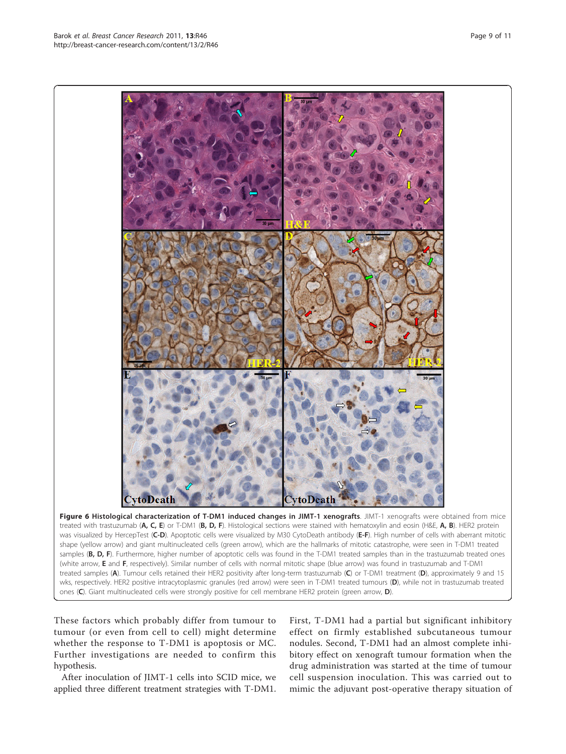**Figure 6 Histological characterization of T-DM1 induced changes in JIMT-1 xenografts**. JIMT-1 xenografts were obtained from mice treated with trastuzumab (**A, C, E**) or T-DM1 (**B, D, F**). Histological sections were stained with hematoxylin and eosin (H&E, **A, B**). HER2 protein was visualized by HercepTest (**C-D**). Apoptotic cells were visualized by M30 CytoDeath antibody (**E-F**). High number of cells with aberrant mitotic shape (yellow arrow) and giant multinucleated cells (green arrow), which are the hallmarks of mitotic catastrophe, were seen in T-DM1 treated samples (**B, D, F**). Furthermore, higher number of apoptotic cells was found in the T-DM1 treated samples than in the trastuzumab treated ones (white arrow, **E** and **F**, respectively). Similar number of cells with normal mitotic shape (blue arrow) was found in trastuzumab and T-DM1 treated samples (**A**). Tumour cells retained their HER2 positivity after long-term trastuzumab (**C**) or T-DM1 treatment (**D**), approximately 9 and 15 wks, respectively. HER2 positive intracytoplasmic granules (red arrow) were seen in T-DM1 treated tumours (**D**), while not in trastuzumab treated ones (**C**). Giant multinucleated cells were strongly positive for cell membrane HER2 protein (green arrow, **D**).

These factors which probably differ from tumour to tumour (or even from cell to cell) might determine whether the response to T-DM1 is apoptosis or MC. Further investigations are needed to confirm this hypothesis.

After inoculation of JIMT-1 cells into SCID mice, we applied three different treatment strategies with T-DM1. First, T-DM1 had a partial but significant inhibitory effect on firmly established subcutaneous tumour nodules. Second, T-DM1 had an almost complete inhibitory effect on xenograft tumour formation when the drug administration was started at the time of tumour cell suspension inoculation. This was carried out to mimic the adjuvant post-operative therapy situation of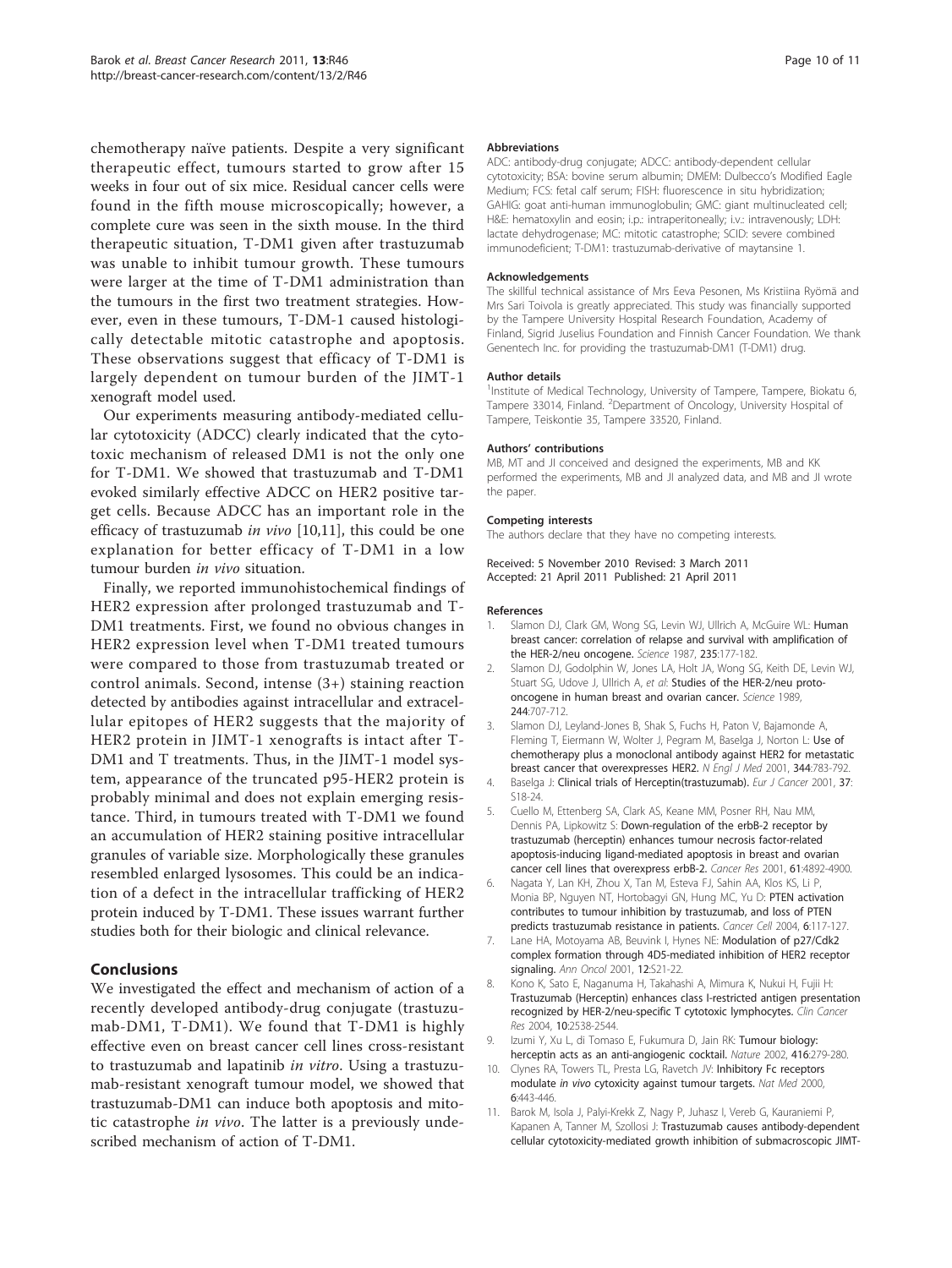chemotherapy naïve patients. Despite a very significant therapeutic effect, tumours started to grow after 15 weeks in four out of six mice. Residual cancer cells were found in the fifth mouse microscopically; however, a complete cure was seen in the sixth mouse. In the third therapeutic situation, T-DM1 given after trastuzumab was unable to inhibit tumour growth. These tumours were larger at the time of T-DM1 administration than the tumours in the first two treatment strategies. However, even in these tumours, T-DM-1 caused histologically detectable mitotic catastrophe and apoptosis. These observations suggest that efficacy of T-DM1 is largely dependent on tumour burden of the JIMT-1 xenograft model used.

Our experiments measuring antibody-mediated cellular cytotoxicity (ADCC) clearly indicated that the cytotoxic mechanism of released DM1 is not the only one for T-DM1. We showed that trastuzumab and T-DM1 evoked similarly effective ADCC on HER2 positive target cells. Because ADCC has an important role in the efficacy of trastuzumab *in vivo* [10,11], this could be one explanation for better efficacy of T-DM1 in a low tumour burden *in vivo* situation.

Finally, we reported immunohistochemical findings of HER2 expression after prolonged trastuzumab and T-DM1 treatments. First, we found no obvious changes in HER2 expression level when T-DM1 treated tumours were compared to those from trastuzumab treated or control animals. Second, intense (3+) staining reaction detected by antibodies against intracellular and extracellular epitopes of HER2 suggests that the majority of HER2 protein in JIMT-1 xenografts is intact after T-DM1 and T treatments. Thus, in the JIMT-1 model system, appearance of the truncated p95-HER2 protein is probably minimal and does not explain emerging resistance. Third, in tumours treated with T-DM1 we found an accumulation of HER2 staining positive intracellular granules of variable size. Morphologically these granules resembled enlarged lysosomes. This could be an indication of a defect in the intracellular trafficking of HER2 protein induced by T-DM1. These issues warrant further studies both for their biologic and clinical relevance.

## Conclusions

We investigated the effect and mechanism of action of a recently developed antibody-drug conjugate (trastuzumab-DM1, T-DM1). We found that T-DM1 is highly effective even on breast cancer cell lines cross-resistant to trastuzumab and lapatinib *in vitro*. Using a trastuzumab-resistant xenograft tumour model, we showed that trastuzumab-DM1 can induce both apoptosis and mitotic catastrophe *in vivo*. The latter is a previously undescribed mechanism of action of T-DM1.

#### Abbreviations

ADC: antibody-drug conjugate; ADCC: antibody-dependent cellular cytotoxicity; BSA: bovine serum albumin; DMEM: Dulbecco's Modified Eagle Medium; FCS: fetal calf serum; FISH: fluorescence in situ hybridization; GAHIG: goat anti-human immunoglobulin; GMC: giant multinucleated cell; H&E: hematoxylin and eosin; i.p.: intraperitoneally; i.v.: intravenously; LDH: lactate dehydrogenase; MC: mitotic catastrophe; SCID: severe combined immunodeficient; T-DM1: trastuzumab-derivative of maytansine 1.

#### Acknowledgements

The skillful technical assistance of Mrs Eeva Pesonen, Ms Kristiina Ryömä and Mrs Sari Toivola is greatly appreciated. This study was financially supported by the Tampere University Hospital Research Foundation, Academy of Finland, Sigrid Juselius Foundation and Finnish Cancer Foundation. We thank Genentech Inc. for providing the trastuzumab-DM1 (T-DM1) drug.

#### Author details

[1]Institute of Medical Technology, University of Tampere, Tampere, Biokatu 6, Tampere 33014, Finland. [2]Department of Oncology, University Hospital of Tampere, Teiskontie 35, Tampere 33520, Finland.

#### Authors' contributions

MB, MT and JI conceived and designed the experiments, MB and KK performed the experiments, MB and JI analyzed data, and MB and JI wrote the paper.

#### Competing interests

The authors declare that they have no competing interests.

Received: 5 November 2010 Revised: 3 March 2011
Accepted: 21 April 2011 Published: 21 April 2011

#### References

1. Slamon DJ, Clark GM, Wong SG, Levin WJ, Ullrich A, McGuire WL: Human breast cancer: correlation of relapse and survival with amplification of the HER-2/neu oncogene. *Science* 1987, **235**:177-182.
2. Slamon DJ, Godolphin W, Jones LA, Holt JA, Wong SG, Keith DE, Levin WJ, Stuart SG, Udove J, Ullrich A, *et al*: Studies of the HER-2/neu proto-oncogene in human breast and ovarian cancer. *Science* 1989, **244**:707-712.
3. Slamon DJ, Leyland-Jones B, Shak S, Fuchs H, Paton V, Bajamonde A, Fleming T, Eiermann W, Wolter J, Pegram M, Baselga J, Norton L: Use of chemotherapy plus a monoclonal antibody against HER2 for metastatic breast cancer that overexpresses HER2. *N Engl J Med* 2001, **344**:783-792.
4. Baselga J: Clinical trials of Herceptin(trastuzumab). *Eur J Cancer* 2001, **37**: S18-24.
5. Cuello M, Ettenberg SA, Clark AS, Keane MM, Posner RH, Nau MM, Dennis PA, Lipkowitz S: Down-regulation of the erbB-2 receptor by trastuzumab (herceptin) enhances tumour necrosis factor-related apoptosis-inducing ligand-mediated apoptosis in breast and ovarian cancer cell lines that overexpress erbB-2. *Cancer Res* 2001, **61**:4892-4900.
6. Nagata Y, Lan KH, Zhou X, Tan M, Esteva FJ, Sahin AA, Klos KS, Li P, Monia BP, Nguyen NT, Hortobagyi GN, Hung MC, Yu D: PTEN activation contributes to tumour inhibition by trastuzumab, and loss of PTEN predicts trastuzumab resistance in patients. *Cancer Cell* 2004, **6**:117-127.
7. Lane HA, Motoyama AB, Beuvink I, Hynes NE: Modulation of p27/Cdk2 complex formation through 4D5-mediated inhibition of HER2 receptor signaling. *Ann Oncol* 2001, **12**:S21-22.
8. Kono K, Sato E, Naganuma H, Takahashi A, Mimura K, Nukui H, Fujii H: Trastuzumab (Herceptin) enhances class I-restricted antigen presentation recognized by HER-2/neu-specific T cytotoxic lymphocytes. *Clin Cancer Res* 2004, **10**:2538-2544.
9. Izumi Y, Xu L, di Tomaso E, Fukumura D, Jain RK: Tumour biology: herceptin acts as an anti-angiogenic cocktail. *Nature* 2002, **416**:279-280.
10. Clynes RA, Towers TL, Presta LG, Ravetch JV: Inhibitory Fc receptors modulate *in vivo* cytoxicity against tumour targets. *Nat Med* 2000, **6**:443-446.
11. Barok M, Isola J, Palyi-Krekk Z, Nagy P, Juhasz I, Vereb G, Kauraniemi P, Kapanen A, Tanner M, Szollosi J: Trastuzumab causes antibody-dependent cellular cytotoxicity-mediated growth inhibition of submacroscopic JIMT-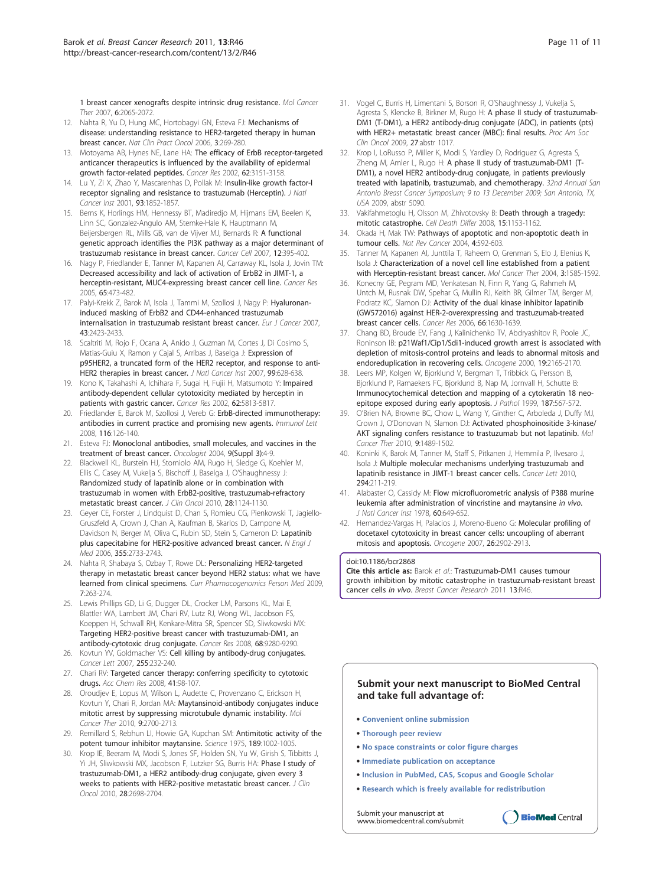1 breast cancer xenografts despite intrinsic drug resistance. *Mol Cancer Ther* 2007, 6:2065-2072.

12. Nahta R, Yu D, Hung MC, Hortobagyi GN, Esteva FJ: **Mechanisms of disease: understanding resistance to HER2-targeted therapy in human breast cancer.** *Nat Clin Pract Oncol* 2006, 3:269-280.
13. Motoyama AB, Hynes NE, Lane HA: **The efficacy of ErbB receptor-targeted anticancer therapeutics is influenced by the availability of epidermal growth factor-related peptides.** *Cancer Res* 2002, 62:3151-3158.
14. Lu Y, Zi X, Zhao Y, Mascarenhas D, Pollak M: **Insulin-like growth factor-I receptor signaling and resistance to trastuzumab (Herceptin).** *J Natl Cancer Inst* 2001, 93:1852-1857.
15. Berns K, Horlings HM, Hennessy BT, Madiredjo M, Hijmans EM, Beelen K, Linn SC, Gonzalez-Angulo AM, Stemke-Hale K, Hauptmann M, Beijersbergen RL, Mills GB, van de Vijver MJ, Bernards R: **A functional genetic approach identifies the PI3K pathway as a major determinant of trastuzumab resistance in breast cancer.** *Cancer Cell* 2007, 12:395-402.
16. Nagy P, Friedlander E, Tanner M, Kapanen AI, Carraway KL, Isola J, Jovin TM: **Decreased accessibility and lack of activation of ErbB2 in JIMT-1, a herceptin-resistant, MUC4-expressing breast cancer cell line.** *Cancer Res* 2005, 65:473-482.
17. Palyi-Krekk Z, Barok M, Isola J, Tammi M, Szollosi J, Nagy P: **Hyaluronan-induced masking of ErbB2 and CD44-enhanced trastuzumab internalisation in trastuzumab resistant breast cancer.** *Eur J Cancer* 2007, 43:2423-2433.
18. Scaltriti M, Rojo F, Ocana A, Anido J, Guzman M, Cortes J, Di Cosimo S, Matias-Guiu X, Ramon y Cajal S, Arribas J, Baselga J: **Expression of p95HER2, a truncated form of the HER2 receptor, and response to anti-HER2 therapies in breast cancer.** *J Natl Cancer Inst* 2007, 99:628-638.
19. Kono K, Takahashi A, Ichihara F, Sugai H, Fujii H, Matsumoto Y: **Impaired antibody-dependent cellular cytotoxicity mediated by herceptin in patients with gastric cancer.** *Cancer Res* 2002, 62:5813-5817.
20. Friedlander E, Barok M, Szollosi J, Vereb G: **ErbB-directed immunotherapy: antibodies in current practice and promising new agents.** *Immunol Lett* 2008, 116:126-140.
21. Esteva FJ: **Monoclonal antibodies, small molecules, and vaccines in the treatment of breast cancer.** *Oncologist* 2004, 9(Suppl 3):4-9.
22. Blackwell KL, Burstein HJ, Storniolo AM, Rugo H, Sledge G, Koehler M, Ellis C, Casey M, Vukelja S, Bischoff J, Baselga J, O'Shaughnessy J: **Randomized study of lapatinib alone or in combination with trastuzumab in women with ErbB2-positive, trastuzumab-refractory metastatic breast cancer.** *J Clin Oncol* 2010, 28:1124-1130.
23. Geyer CE, Forster J, Lindquist D, Chan S, Romieu CG, Pienkowski T, Jagiello-Gruszfeld A, Crown J, Chan A, Kaufman B, Skarlos D, Campone M, Davidson N, Berger M, Oliva C, Rubin SD, Stein S, Cameron D: **Lapatinib plus capecitabine for HER2-positive advanced breast cancer.** *N Engl J Med* 2006, 355:2733-2743.
24. Nahta R, Shabaya S, Ozbay T, Rowe DL: **Personalizing HER2-targeted therapy in metastatic breast cancer beyond HER2 status: what we have learned from clinical specimens.** *Curr Pharmacogenomics Person Med* 2009, 7:263-274.
25. Lewis Phillips GD, Li G, Dugger DL, Crocker LM, Parsons KL, Mai E, Blattler WA, Lambert JM, Chari RV, Lutz RJ, Wong WL, Jacobson FS, Koeppen H, Schwall RH, Kenkare-Mitra SR, Spencer SD, Sliwkowski MX: **Targeting HER2-positive breast cancer with trastuzumab-DM1, an antibody-cytotoxic drug conjugate.** *Cancer Res* 2008, 68:9280-9290.
26. Kovtun YV, Goldmacher VS: **Cell killing by antibody-drug conjugates.** *Cancer Lett* 2007, 255:232-240.
27. Chari RV: **Targeted cancer therapy: conferring specificity to cytotoxic drugs.** *Acc Chem Res* 2008, 41:98-107.
28. Oroudjev E, Lopus M, Wilson L, Audette C, Provenzano C, Erickson H, Kovtun Y, Chari R, Jordan MA: **Maytansinoid-antibody conjugates induce mitotic arrest by suppressing microtubule dynamic instability.** *Mol Cancer Ther* 2010, 9:2700-2713.
29. Remillard S, Rebhun LI, Howie GA, Kupchan SM: **Antimitotic activity of the potent tumour inhibitor maytansine.** *Science* 1975, 189:1002-1005.
30. Krop IE, Beeram M, Modi S, Jones SF, Holden SN, Yu W, Girish S, Tibbitts J, Yi JH, Sliwkowski MX, Jacobson F, Lutzker SG, Burris HA: **Phase I study of trastuzumab-DM1, a HER2 antibody-drug conjugate, given every 3 weeks to patients with HER2-positive metastatic breast cancer.** *J Clin Oncol* 2010, 28:2698-2704.
31. Vogel C, Burris H, Limentani S, Borson R, O'Shaughnessy J, Vukelja S, Agresta S, Klencke B, Birkner M, Rugo H: **A phase II study of trastuzumab-DM1 (T-DM1), a HER2 antibody-drug conjugate (ADC), in patients (pts) with HER2+ metastatic breast cancer (MBC): final results.** *Proc Am Soc Clin Oncol* 2009, 27:abstr 1017.
32. Krop I, LoRusso P, Miller K, Modi S, Yardley D, Rodriguez G, Agresta S, Zheng M, Amler L, Rugo H: **A phase II study of trastuzumab-DM1 (T-DM1), a novel HER2 antibody-drug conjugate, in patients previously treated with lapatinib, trastuzumab, and chemotherapy.** *32nd Annual San Antonio Breast Cancer Symposium; 9 to 13 December 2009; San Antonio, TX, USA* 2009, abstr 5090.
33. Vakifahmetoglu H, Olsson M, Zhivotovsky B: **Death through a tragedy: mitotic catastrophe.** *Cell Death Differ* 2008, 15:1153-1162.
34. Okada H, Mak TW: **Pathways of apoptotic and non-apoptotic death in tumour cells.** *Nat Rev Cancer* 2004, 4:592-603.
35. Tanner M, Kapanen AI, Junttila T, Raheem O, Grenman S, Elo J, Elenius K, Isola J: **Characterization of a novel cell line established from a patient with Herceptin-resistant breast cancer.** *Mol Cancer Ther* 2004, 3:1585-1592.
36. Konecny GE, Pegram MD, Venkatesan N, Finn R, Yang G, Rahmeh M, Untch M, Rusnak DW, Spehar G, Mullin RJ, Keith BR, Gilmer TM, Berger M, Podratz KC, Slamon DJ: **Activity of the dual kinase inhibitor lapatinib (GW572016) against HER-2-overexpressing and trastuzumab-treated breast cancer cells.** *Cancer Res* 2006, 66:1630-1639.
37. Chang BD, Broude EV, Fang J, Kalinichenko TV, Abdryashitov R, Poole JC, Roninson IB: **p21Waf1/Cip1/Sdi1-induced growth arrest is associated with depletion of mitosis-control proteins and leads to abnormal mitosis and endoreduplication in recovering cells.** *Oncogene* 2000, 19:2165-2170.
38. Leers MP, Kolgen W, Bjorklund V, Bergman T, Tribbick G, Persson B, Bjorklund P, Ramaekers FC, Bjorklund B, Nap M, Jornvall H, Schutte B: **Immunocytochemical detection and mapping of a cytokeratin 18 neo-epitope exposed during early apoptosis.** *J Pathol* 1999, 187:567-572.
39. O'Brien NA, Browne BC, Chow L, Wang Y, Ginther C, Arboleda J, Duffy MJ, Crown J, O'Donovan N, Slamon DJ: **Activated phosphoinositide 3-kinase/AKT signaling confers resistance to trastuzumab but not lapatinib.** *Mol Cancer Ther* 2010, 9:1489-1502.
40. Koninki K, Barok M, Tanner M, Staff S, Pitkanen J, Hemmila P, Ilvesaro J, Isola J: **Multiple molecular mechanisms underlying trastuzumab and lapatinib resistance in JIMT-1 breast cancer cells.** *Cancer Lett* 2010, 294:211-219.
41. Alabaster O, Cassidy M: **Flow microfluorometric analysis of P388 murine leukemia after administration of vincristine and maytansine *in vivo*.** *J Natl Cancer Inst* 1978, 60:649-652.
42. Hernandez-Vargas H, Palacios J, Moreno-Bueno G: **Molecular profiling of docetaxel cytotoxicity in breast cancer cells: uncoupling of aberrant mitosis and apoptosis.** *Oncogene* 2007, 26:2902-2913.

doi:10.1186/bcr2868

**Cite this article as:** Barok *et al.*: Trastuzumab-DM1 causes tumour growth inhibition by mitotic catastrophe in trastuzumab-resistant breast cancer cells *in vivo*. *Breast Cancer Research* 2011 13:R46.

**Submit your next manuscript to BioMed Central and take full advantage of:**

- Convenient online submission
- Thorough peer review
- No space constraints or color figure charges
- Immediate publication on acceptance
- Inclusion in PubMed, CAS, Scopus and Google Scholar
- Research which is freely available for redistribution

Submit your manuscript at www.biomedcentral.com/submit

BioMed Central